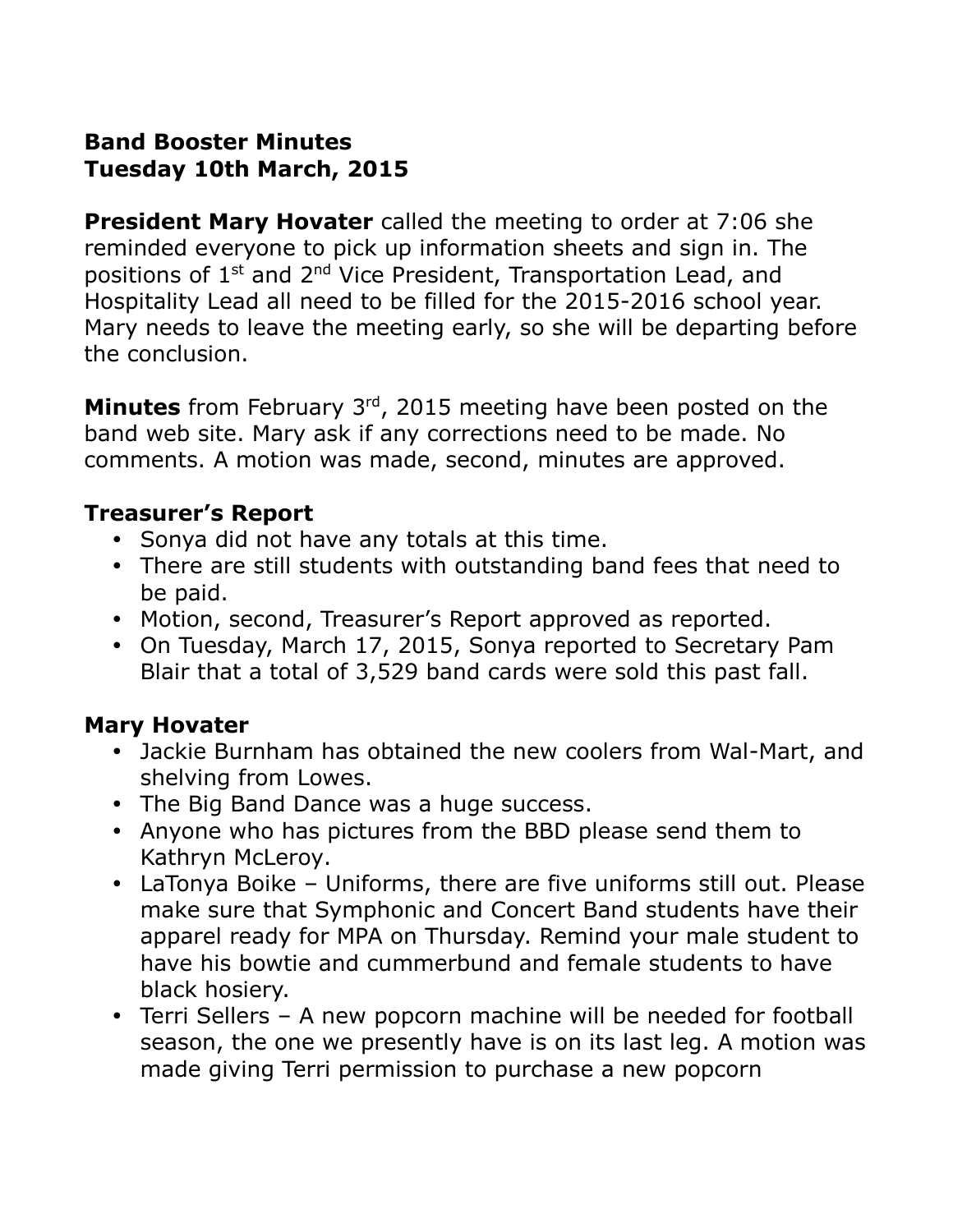**Band Booster Minutes**
**Tuesday 10th March, 2015**

**President Mary Hovater** called the meeting to order at 7:06 she reminded everyone to pick up information sheets and sign in. The positions of 1st and 2nd Vice President, Transportation Lead, and Hospitality Lead all need to be filled for the 2015-2016 school year. Mary needs to leave the meeting early, so she will be departing before the conclusion.

**Minutes** from February 3rd, 2015 meeting have been posted on the band web site. Mary ask if any corrections need to be made. No comments. A motion was made, second, minutes are approved.

**Treasurer's Report**

- Sonya did not have any totals at this time.
- There are still students with outstanding band fees that need to be paid.
- Motion, second, Treasurer's Report approved as reported.
- On Tuesday, March 17, 2015, Sonya reported to Secretary Pam Blair that a total of 3,529 band cards were sold this past fall.

**Mary Hovater**

- Jackie Burnham has obtained the new coolers from Wal-Mart, and shelving from Lowes.
- The Big Band Dance was a huge success.
- Anyone who has pictures from the BBD please send them to Kathryn McLeroy.
- LaTonya Boike – Uniforms, there are five uniforms still out. Please make sure that Symphonic and Concert Band students have their apparel ready for MPA on Thursday. Remind your male student to have his bowtie and cummerbund and female students to have black hosiery.
- Terri Sellers – A new popcorn machine will be needed for football season, the one we presently have is on its last leg. A motion was made giving Terri permission to purchase a new popcorn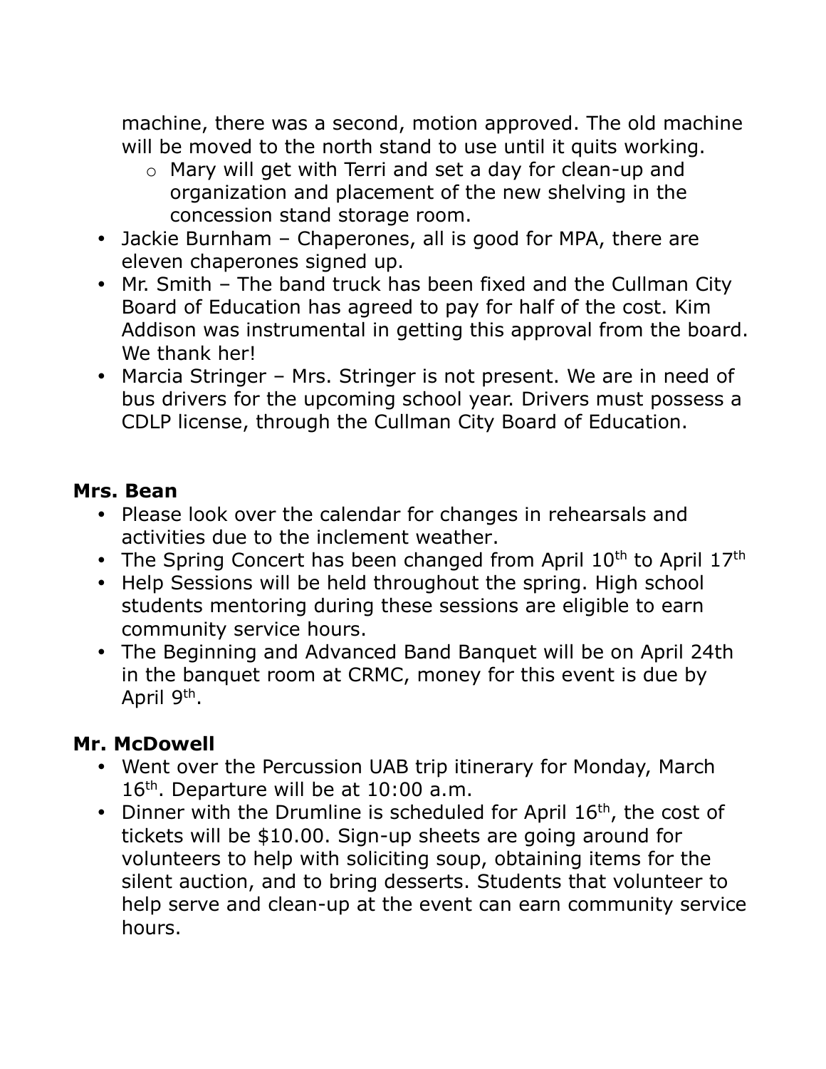machine, there was a second, motion approved. The old machine will be moved to the north stand to use until it quits working.

  - Mary will get with Terri and set a day for clean-up and organization and placement of the new shelving in the concession stand storage room.
- Jackie Burnham – Chaperones, all is good for MPA, there are eleven chaperones signed up.
- Mr. Smith – The band truck has been fixed and the Cullman City Board of Education has agreed to pay for half of the cost. Kim Addison was instrumental in getting this approval from the board. We thank her!
- Marcia Stringer – Mrs. Stringer is not present. We are in need of bus drivers for the upcoming school year. Drivers must possess a CDLP license, through the Cullman City Board of Education.

**Mrs. Bean**

- Please look over the calendar for changes in rehearsals and activities due to the inclement weather.
- The Spring Concert has been changed from April 10th to April 17th
- Help Sessions will be held throughout the spring. High school students mentoring during these sessions are eligible to earn community service hours.
- The Beginning and Advanced Band Banquet will be on April 24th in the banquet room at CRMC, money for this event is due by April 9th.

**Mr. McDowell**

- Went over the Percussion UAB trip itinerary for Monday, March 16th. Departure will be at 10:00 a.m.
- Dinner with the Drumline is scheduled for April 16th, the cost of tickets will be $10.00. Sign-up sheets are going around for volunteers to help with soliciting soup, obtaining items for the silent auction, and to bring desserts. Students that volunteer to help serve and clean-up at the event can earn community service hours.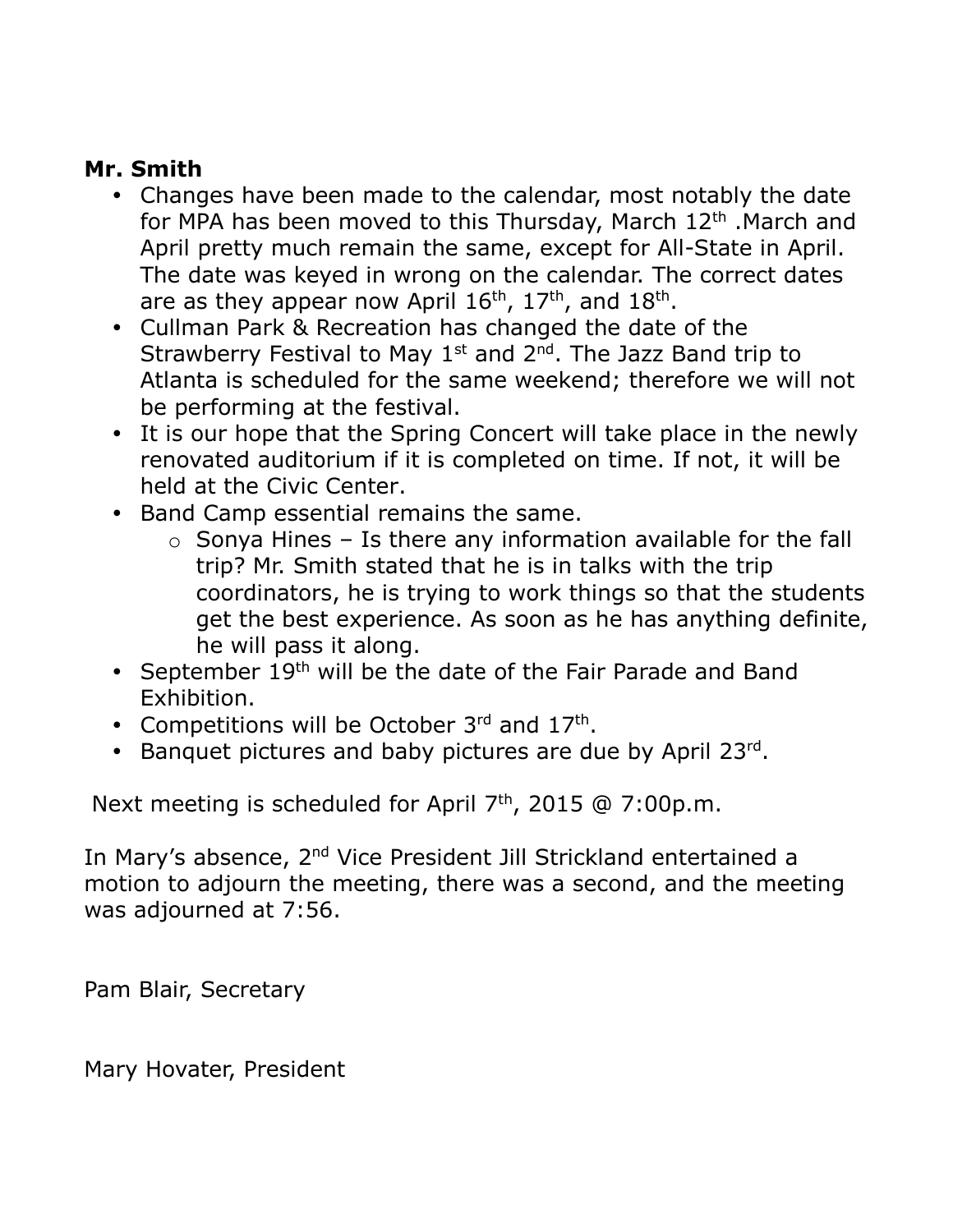**Mr. Smith**

- Changes have been made to the calendar, most notably the date for MPA has been moved to this Thursday, March 12th .March and April pretty much remain the same, except for All-State in April. The date was keyed in wrong on the calendar. The correct dates are as they appear now April 16th, 17th, and 18th.
- Cullman Park & Recreation has changed the date of the Strawberry Festival to May 1st and 2nd. The Jazz Band trip to Atlanta is scheduled for the same weekend; therefore we will not be performing at the festival.
- It is our hope that the Spring Concert will take place in the newly renovated auditorium if it is completed on time. If not, it will be held at the Civic Center.
- Band Camp essential remains the same.
    - Sonya Hines – Is there any information available for the fall trip? Mr. Smith stated that he is in talks with the trip coordinators, he is trying to work things so that the students get the best experience. As soon as he has anything definite, he will pass it along.
- September 19th will be the date of the Fair Parade and Band Exhibition.
- Competitions will be October 3rd and 17th.
- Banquet pictures and baby pictures are due by April 23rd.

Next meeting is scheduled for April 7th, 2015 @ 7:00p.m.

In Mary's absence, 2nd Vice President Jill Strickland entertained a motion to adjourn the meeting, there was a second, and the meeting was adjourned at 7:56.

Pam Blair, Secretary

Mary Hovater, President